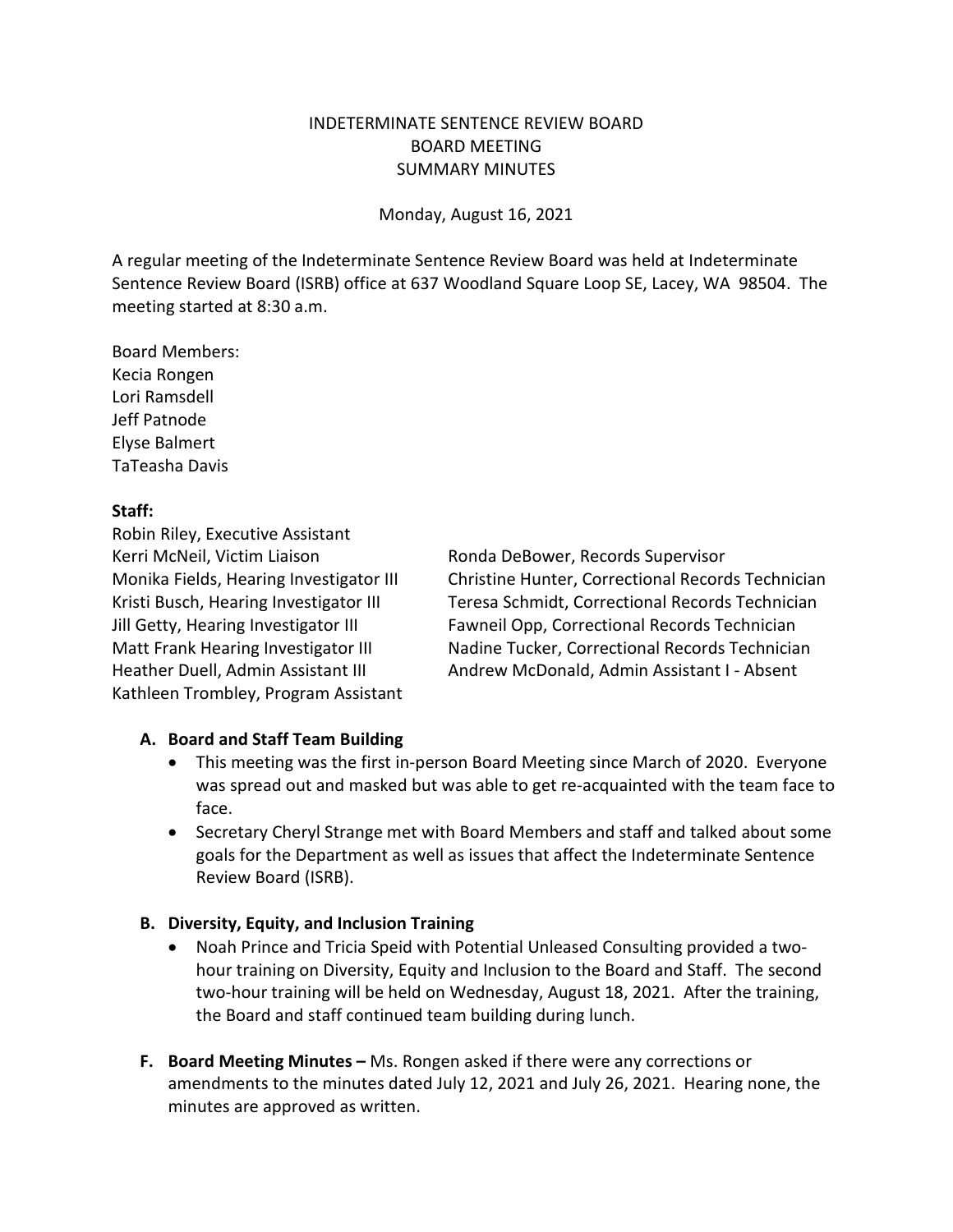# INDETERMINATE SENTENCE REVIEW BOARD
## BOARD MEETING
## SUMMARY MINUTES

Monday, August 16, 2021

A regular meeting of the Indeterminate Sentence Review Board was held at Indeterminate Sentence Review Board (ISRB) office at 637 Woodland Square Loop SE, Lacey, WA 98504. The meeting started at 8:30 a.m.

Board Members:
Kecia Rongen
Lori Ramsdell
Jeff Patnode
Elyse Balmert
TaTeasha Davis

**Staff:**
Robin Riley, Executive Assistant
Kerri McNeil, Victim Liaison
Monika Fields, Hearing Investigator III
Kristi Busch, Hearing Investigator III
Jill Getty, Hearing Investigator III
Matt Frank Hearing Investigator III
Heather Duell, Admin Assistant III
Kathleen Trombley, Program Assistant
Ronda DeBower, Records Supervisor
Christine Hunter, Correctional Records Technician
Teresa Schmidt, Correctional Records Technician
Fawneil Opp, Correctional Records Technician
Nadine Tucker, Correctional Records Technician
Andrew McDonald, Admin Assistant I - Absent

**A. Board and Staff Team Building**
- This meeting was the first in-person Board Meeting since March of 2020. Everyone was spread out and masked but was able to get re-acquainted with the team face to face.
- Secretary Cheryl Strange met with Board Members and staff and talked about some goals for the Department as well as issues that affect the Indeterminate Sentence Review Board (ISRB).

**B. Diversity, Equity, and Inclusion Training**
- Noah Prince and Tricia Speid with Potential Unleased Consulting provided a two-hour training on Diversity, Equity and Inclusion to the Board and Staff. The second two-hour training will be held on Wednesday, August 18, 2021. After the training, the Board and staff continued team building during lunch.

**F. Board Meeting Minutes –** Ms. Rongen asked if there were any corrections or amendments to the minutes dated July 12, 2021 and July 26, 2021. Hearing none, the minutes are approved as written.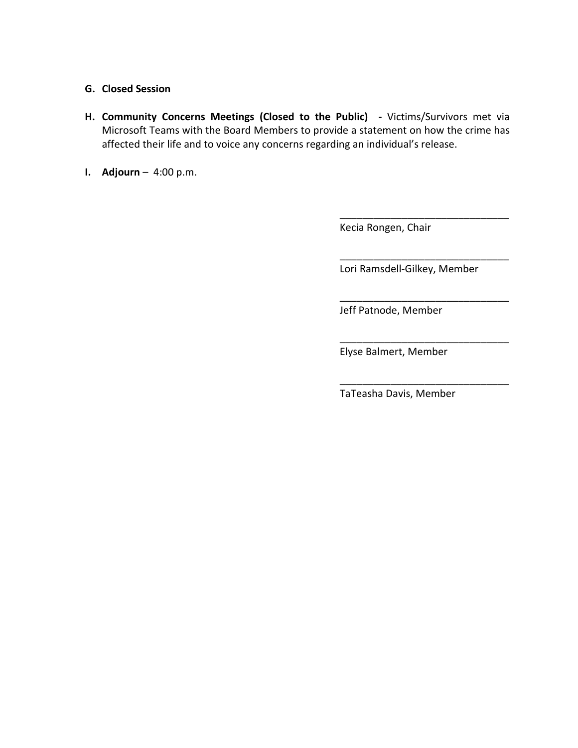**G. Closed Session**

**H. Community Concerns Meetings (Closed to the Public) -** Victims/Survivors met via Microsoft Teams with the Board Members to provide a statement on how the crime has affected their life and to voice any concerns regarding an individual's release.

**I. Adjourn** – 4:00 p.m.

_______________________________
Kecia Rongen, Chair

_______________________________
Lori Ramsdell-Gilkey, Member

_______________________________
Jeff Patnode, Member

_______________________________
Elyse Balmert, Member

_______________________________
TaTeasha Davis, Member